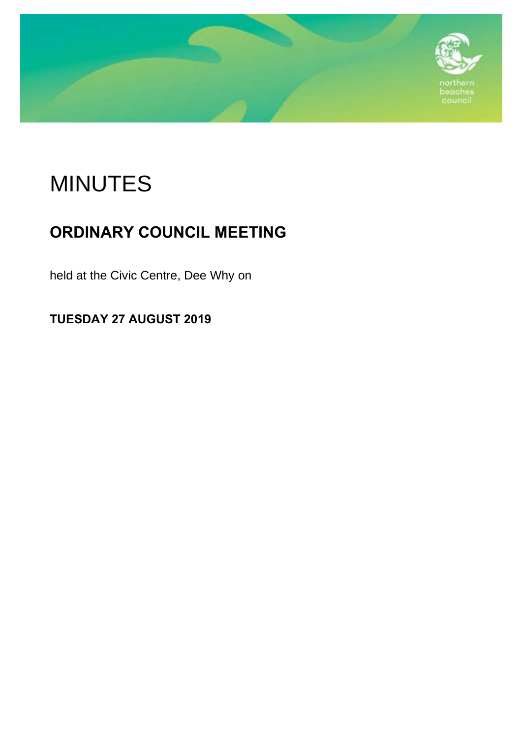# MINUTES

## ORDINARY COUNCIL MEETING

held at the Civic Centre, Dee Why on

**TUESDAY 27 AUGUST 2019**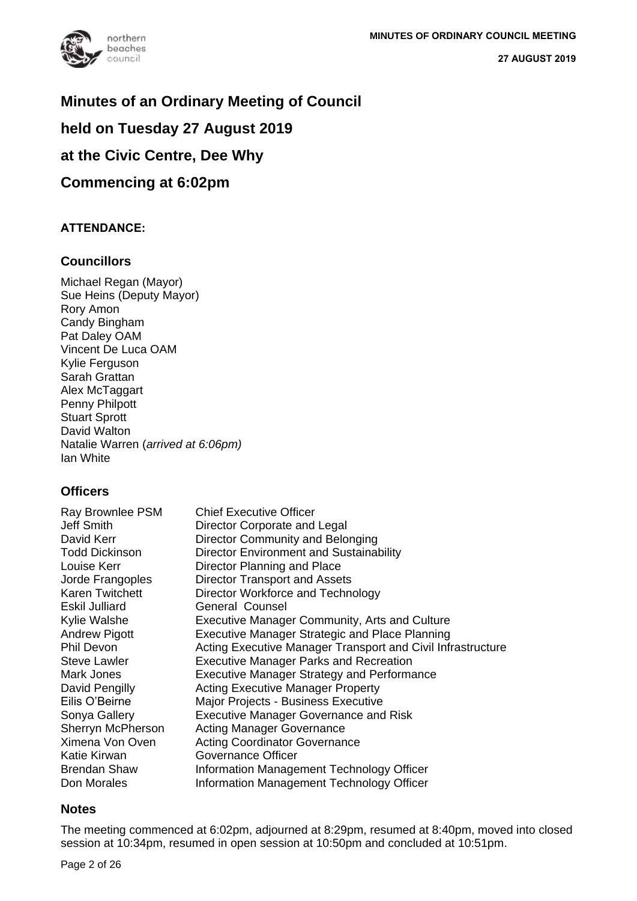# Minutes of an Ordinary Meeting of Council

# held on Tuesday 27 August 2019

# at the Civic Centre, Dee Why

# Commencing at 6:02pm

**ATTENDANCE:**

## Councillors

Michael Regan (Mayor)
Sue Heins (Deputy Mayor)
Rory Amon
Candy Bingham
Pat Daley OAM
Vincent De Luca OAM
Kylie Ferguson
Sarah Grattan
Alex McTaggart
Penny Philpott
Stuart Sprott
David Walton
Natalie Warren (*arrived at 6:06pm)*
Ian White

## Officers

| | |
|---|---|
| Ray Brownlee PSM | Chief Executive Officer |
| Jeff Smith | Director Corporate and Legal |
| David Kerr | Director Community and Belonging |
| Todd Dickinson | Director Environment and Sustainability |
| Louise Kerr | Director Planning and Place |
| Jorde Frangoples | Director Transport and Assets |
| Karen Twitchett | Director Workforce and Technology |
| Eskil Julliard | General Counsel |
| Kylie Walshe | Executive Manager Community, Arts and Culture |
| Andrew Pigott | Executive Manager Strategic and Place Planning |
| Phil Devon | Acting Executive Manager Transport and Civil Infrastructure |
| Steve Lawler | Executive Manager Parks and Recreation |
| Mark Jones | Executive Manager Strategy and Performance |
| David Pengilly | Acting Executive Manager Property |
| Eilis O'Beirne | Major Projects - Business Executive |
| Sonya Gallery | Executive Manager Governance and Risk |
| Sherryn McPherson | Acting Manager Governance |
| Ximena Von Oven | Acting Coordinator Governance |
| Katie Kirwan | Governance Officer |
| Brendan Shaw | Information Management Technology Officer |
| Don Morales | Information Management Technology Officer |

## Notes

The meeting commenced at 6:02pm, adjourned at 8:29pm, resumed at 8:40pm, moved into closed session at 10:34pm, resumed in open session at 10:50pm and concluded at 10:51pm.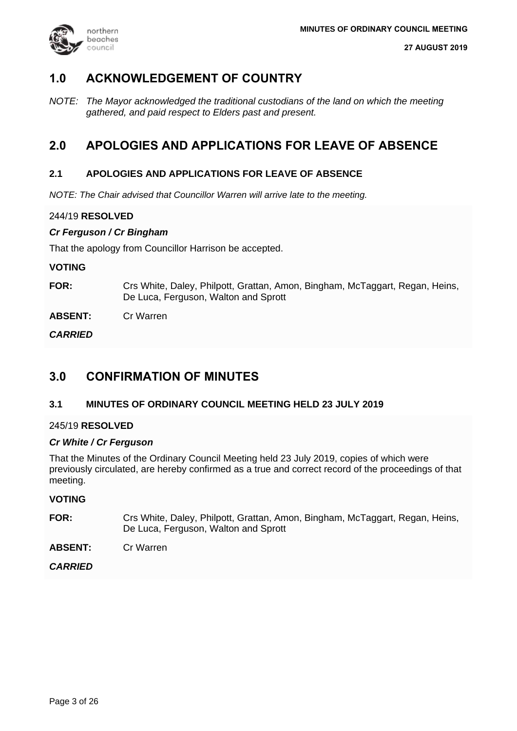## 1.0 ACKNOWLEDGEMENT OF COUNTRY

*NOTE: The Mayor acknowledged the traditional custodians of the land on which the meeting gathered, and paid respect to Elders past and present.*

## 2.0 APOLOGIES AND APPLICATIONS FOR LEAVE OF ABSENCE

### 2.1 APOLOGIES AND APPLICATIONS FOR LEAVE OF ABSENCE

*NOTE: The Chair advised that Councillor Warren will arrive late to the meeting.*

244/19 **RESOLVED**

***Cr Ferguson / Cr Bingham***

That the apology from Councillor Harrison be accepted.

**VOTING**

**FOR:** Crs White, Daley, Philpott, Grattan, Amon, Bingham, McTaggart, Regan, Heins, De Luca, Ferguson, Walton and Sprott

**ABSENT:** Cr Warren

***CARRIED***

## 3.0 CONFIRMATION OF MINUTES

### 3.1 MINUTES OF ORDINARY COUNCIL MEETING HELD 23 JULY 2019

245/19 **RESOLVED**

***Cr White / Cr Ferguson***

That the Minutes of the Ordinary Council Meeting held 23 July 2019, copies of which were previously circulated, are hereby confirmed as a true and correct record of the proceedings of that meeting.

**VOTING**

**FOR:** Crs White, Daley, Philpott, Grattan, Amon, Bingham, McTaggart, Regan, Heins, De Luca, Ferguson, Walton and Sprott

**ABSENT:** Cr Warren

***CARRIED***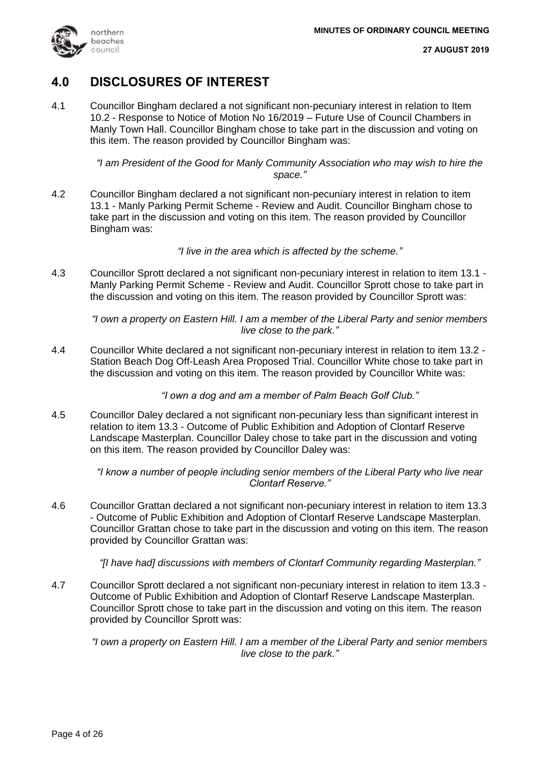## 4.0 DISCLOSURES OF INTEREST

4.1 Councillor Bingham declared a not significant non-pecuniary interest in relation to Item 10.2 - Response to Notice of Motion No 16/2019 – Future Use of Council Chambers in Manly Town Hall. Councillor Bingham chose to take part in the discussion and voting on this item. The reason provided by Councillor Bingham was:

*"I am President of the Good for Manly Community Association who may wish to hire the space."*

4.2 Councillor Bingham declared a not significant non-pecuniary interest in relation to item 13.1 - Manly Parking Permit Scheme - Review and Audit. Councillor Bingham chose to take part in the discussion and voting on this item. The reason provided by Councillor Bingham was:

*"I live in the area which is affected by the scheme."*

4.3 Councillor Sprott declared a not significant non-pecuniary interest in relation to item 13.1 - Manly Parking Permit Scheme - Review and Audit. Councillor Sprott chose to take part in the discussion and voting on this item. The reason provided by Councillor Sprott was:

*"I own a property on Eastern Hill. I am a member of the Liberal Party and senior members live close to the park."*

4.4 Councillor White declared a not significant non-pecuniary interest in relation to item 13.2 - Station Beach Dog Off-Leash Area Proposed Trial. Councillor White chose to take part in the discussion and voting on this item. The reason provided by Councillor White was:

*"I own a dog and am a member of Palm Beach Golf Club."*

4.5 Councillor Daley declared a not significant non-pecuniary less than significant interest in relation to item 13.3 - Outcome of Public Exhibition and Adoption of Clontarf Reserve Landscape Masterplan. Councillor Daley chose to take part in the discussion and voting on this item. The reason provided by Councillor Daley was:

*"I know a number of people including senior members of the Liberal Party who live near Clontarf Reserve."*

4.6 Councillor Grattan declared a not significant non-pecuniary interest in relation to item 13.3 - Outcome of Public Exhibition and Adoption of Clontarf Reserve Landscape Masterplan. Councillor Grattan chose to take part in the discussion and voting on this item. The reason provided by Councillor Grattan was:

*"[I have had] discussions with members of Clontarf Community regarding Masterplan."*

4.7 Councillor Sprott declared a not significant non-pecuniary interest in relation to item 13.3 - Outcome of Public Exhibition and Adoption of Clontarf Reserve Landscape Masterplan. Councillor Sprott chose to take part in the discussion and voting on this item. The reason provided by Councillor Sprott was:

*"I own a property on Eastern Hill. I am a member of the Liberal Party and senior members live close to the park."*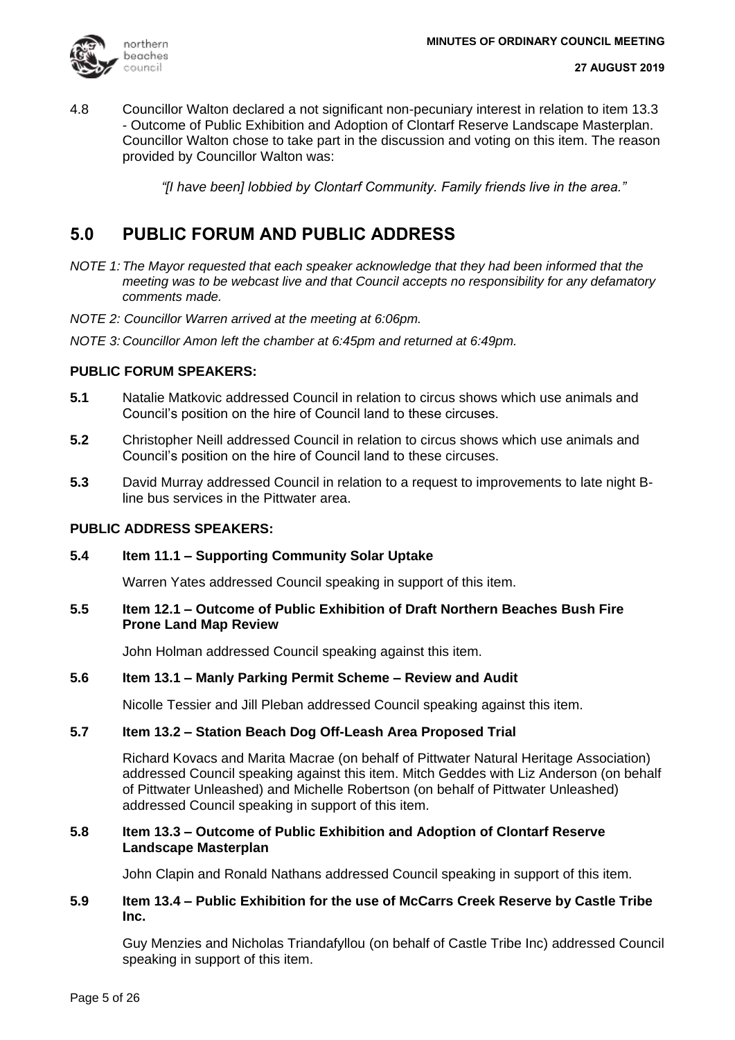4.8 Councillor Walton declared a not significant non-pecuniary interest in relation to item 13.3 - Outcome of Public Exhibition and Adoption of Clontarf Reserve Landscape Masterplan. Councillor Walton chose to take part in the discussion and voting on this item. The reason provided by Councillor Walton was:

*"[I have been] lobbied by Clontarf Community. Family friends live in the area."*

## 5.0 PUBLIC FORUM AND PUBLIC ADDRESS

*NOTE 1: The Mayor requested that each speaker acknowledge that they had been informed that the meeting was to be webcast live and that Council accepts no responsibility for any defamatory comments made.*

*NOTE 2: Councillor Warren arrived at the meeting at 6:06pm.*

*NOTE 3: Councillor Amon left the chamber at 6:45pm and returned at 6:49pm.*

### PUBLIC FORUM SPEAKERS:

**5.1** Natalie Matkovic addressed Council in relation to circus shows which use animals and Council's position on the hire of Council land to these circuses.

**5.2** Christopher Neill addressed Council in relation to circus shows which use animals and Council's position on the hire of Council land to these circuses.

**5.3** David Murray addressed Council in relation to a request to improvements to late night B-line bus services in the Pittwater area.

### PUBLIC ADDRESS SPEAKERS:

**5.4 Item 11.1 – Supporting Community Solar Uptake**

Warren Yates addressed Council speaking in support of this item.

**5.5 Item 12.1 – Outcome of Public Exhibition of Draft Northern Beaches Bush Fire Prone Land Map Review**

John Holman addressed Council speaking against this item.

**5.6 Item 13.1 – Manly Parking Permit Scheme – Review and Audit**

Nicolle Tessier and Jill Pleban addressed Council speaking against this item.

**5.7 Item 13.2 – Station Beach Dog Off-Leash Area Proposed Trial**

Richard Kovacs and Marita Macrae (on behalf of Pittwater Natural Heritage Association) addressed Council speaking against this item. Mitch Geddes with Liz Anderson (on behalf of Pittwater Unleashed) and Michelle Robertson (on behalf of Pittwater Unleashed) addressed Council speaking in support of this item.

**5.8 Item 13.3 – Outcome of Public Exhibition and Adoption of Clontarf Reserve Landscape Masterplan**

John Clapin and Ronald Nathans addressed Council speaking in support of this item.

**5.9 Item 13.4 – Public Exhibition for the use of McCarrs Creek Reserve by Castle Tribe Inc.**

Guy Menzies and Nicholas Triandafyllou (on behalf of Castle Tribe Inc) addressed Council speaking in support of this item.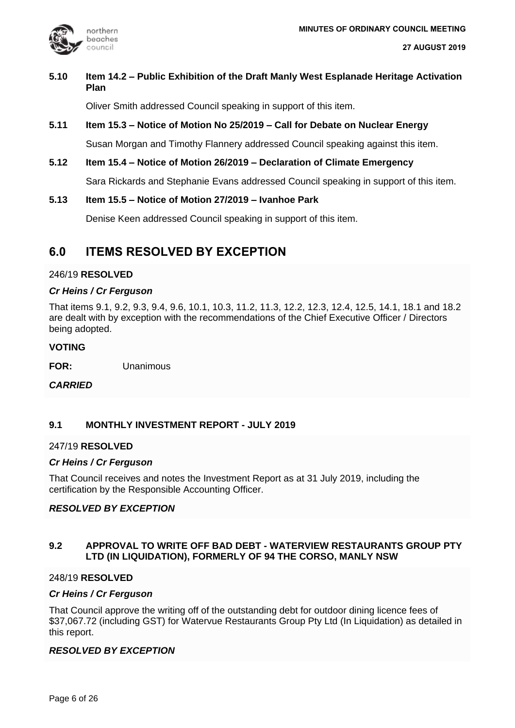**5.10 Item 14.2 – Public Exhibition of the Draft Manly West Esplanade Heritage Activation Plan**

Oliver Smith addressed Council speaking in support of this item.

**5.11 Item 15.3 – Notice of Motion No 25/2019 – Call for Debate on Nuclear Energy**

Susan Morgan and Timothy Flannery addressed Council speaking against this item.

**5.12 Item 15.4 – Notice of Motion 26/2019 – Declaration of Climate Emergency**

Sara Rickards and Stephanie Evans addressed Council speaking in support of this item.

**5.13 Item 15.5 – Notice of Motion 27/2019 – Ivanhoe Park**

Denise Keen addressed Council speaking in support of this item.

# 6.0 ITEMS RESOLVED BY EXCEPTION

246/19 **RESOLVED**

***Cr Heins / Cr Ferguson***

That items 9.1, 9.2, 9.3, 9.4, 9.6, 10.1, 10.3, 11.2, 11.3, 12.2, 12.3, 12.4, 12.5, 14.1, 18.1 and 18.2 are dealt with by exception with the recommendations of the Chief Executive Officer / Directors being adopted.

**VOTING**

**FOR:** Unanimous

***CARRIED***

### 9.1 MONTHLY INVESTMENT REPORT - JULY 2019

247/19 **RESOLVED**

***Cr Heins / Cr Ferguson***

That Council receives and notes the Investment Report as at 31 July 2019, including the certification by the Responsible Accounting Officer.

***RESOLVED BY EXCEPTION***

### 9.2 APPROVAL TO WRITE OFF BAD DEBT - WATERVIEW RESTAURANTS GROUP PTY LTD (IN LIQUIDATION), FORMERLY OF 94 THE CORSO, MANLY NSW

248/19 **RESOLVED**

***Cr Heins / Cr Ferguson***

That Council approve the writing off of the outstanding debt for outdoor dining licence fees of $37,067.72 (including GST) for Watervue Restaurants Group Pty Ltd (In Liquidation) as detailed in this report.

***RESOLVED BY EXCEPTION***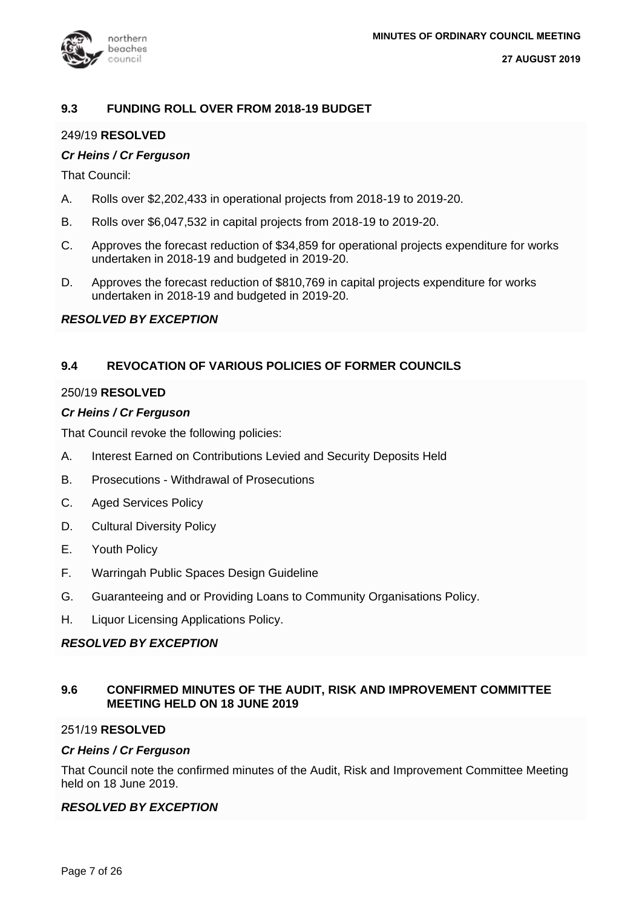## 9.3 FUNDING ROLL OVER FROM 2018-19 BUDGET

249/19 **RESOLVED**

***Cr Heins / Cr Ferguson***

That Council:

A. Rolls over $2,202,433 in operational projects from 2018-19 to 2019-20.

B. Rolls over $6,047,532 in capital projects from 2018-19 to 2019-20.

C. Approves the forecast reduction of $34,859 for operational projects expenditure for works undertaken in 2018-19 and budgeted in 2019-20.

D. Approves the forecast reduction of $810,769 in capital projects expenditure for works undertaken in 2018-19 and budgeted in 2019-20.

***RESOLVED BY EXCEPTION***

## 9.4 REVOCATION OF VARIOUS POLICIES OF FORMER COUNCILS

250/19 **RESOLVED**

***Cr Heins / Cr Ferguson***

That Council revoke the following policies:

A. Interest Earned on Contributions Levied and Security Deposits Held

B. Prosecutions - Withdrawal of Prosecutions

C. Aged Services Policy

D. Cultural Diversity Policy

E. Youth Policy

F. Warringah Public Spaces Design Guideline

G. Guaranteeing and or Providing Loans to Community Organisations Policy.

H. Liquor Licensing Applications Policy.

***RESOLVED BY EXCEPTION***

## 9.6 CONFIRMED MINUTES OF THE AUDIT, RISK AND IMPROVEMENT COMMITTEE MEETING HELD ON 18 JUNE 2019

251/19 **RESOLVED**

***Cr Heins / Cr Ferguson***

That Council note the confirmed minutes of the Audit, Risk and Improvement Committee Meeting held on 18 June 2019.

***RESOLVED BY EXCEPTION***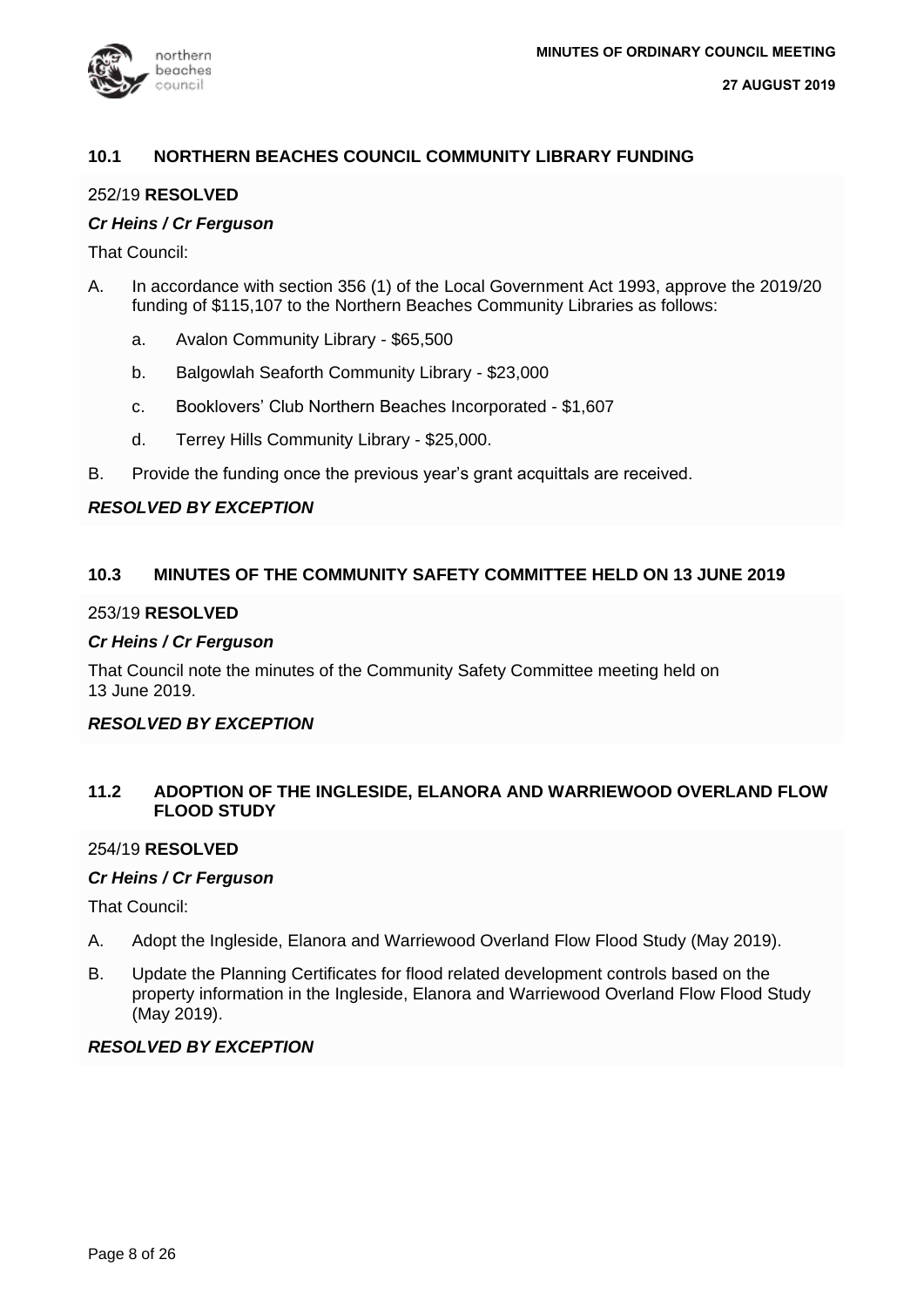## 10.1 NORTHERN BEACHES COUNCIL COMMUNITY LIBRARY FUNDING

252/19 **RESOLVED**

***Cr Heins / Cr Ferguson***

That Council:

A. In accordance with section 356 (1) of the Local Government Act 1993, approve the 2019/20 funding of $115,107 to the Northern Beaches Community Libraries as follows:

   a. Avalon Community Library - $65,500

   b. Balgowlah Seaforth Community Library - $23,000

   c. Booklovers' Club Northern Beaches Incorporated - $1,607

   d. Terrey Hills Community Library - $25,000.

B. Provide the funding once the previous year's grant acquittals are received.

***RESOLVED BY EXCEPTION***

## 10.3 MINUTES OF THE COMMUNITY SAFETY COMMITTEE HELD ON 13 JUNE 2019

253/19 **RESOLVED**

***Cr Heins / Cr Ferguson***

That Council note the minutes of the Community Safety Committee meeting held on 13 June 2019.

***RESOLVED BY EXCEPTION***

## 11.2 ADOPTION OF THE INGLESIDE, ELANORA AND WARRIEWOOD OVERLAND FLOW FLOOD STUDY

254/19 **RESOLVED**

***Cr Heins / Cr Ferguson***

That Council:

A. Adopt the Ingleside, Elanora and Warriewood Overland Flow Flood Study (May 2019).

B. Update the Planning Certificates for flood related development controls based on the property information in the Ingleside, Elanora and Warriewood Overland Flow Flood Study (May 2019).

***RESOLVED BY EXCEPTION***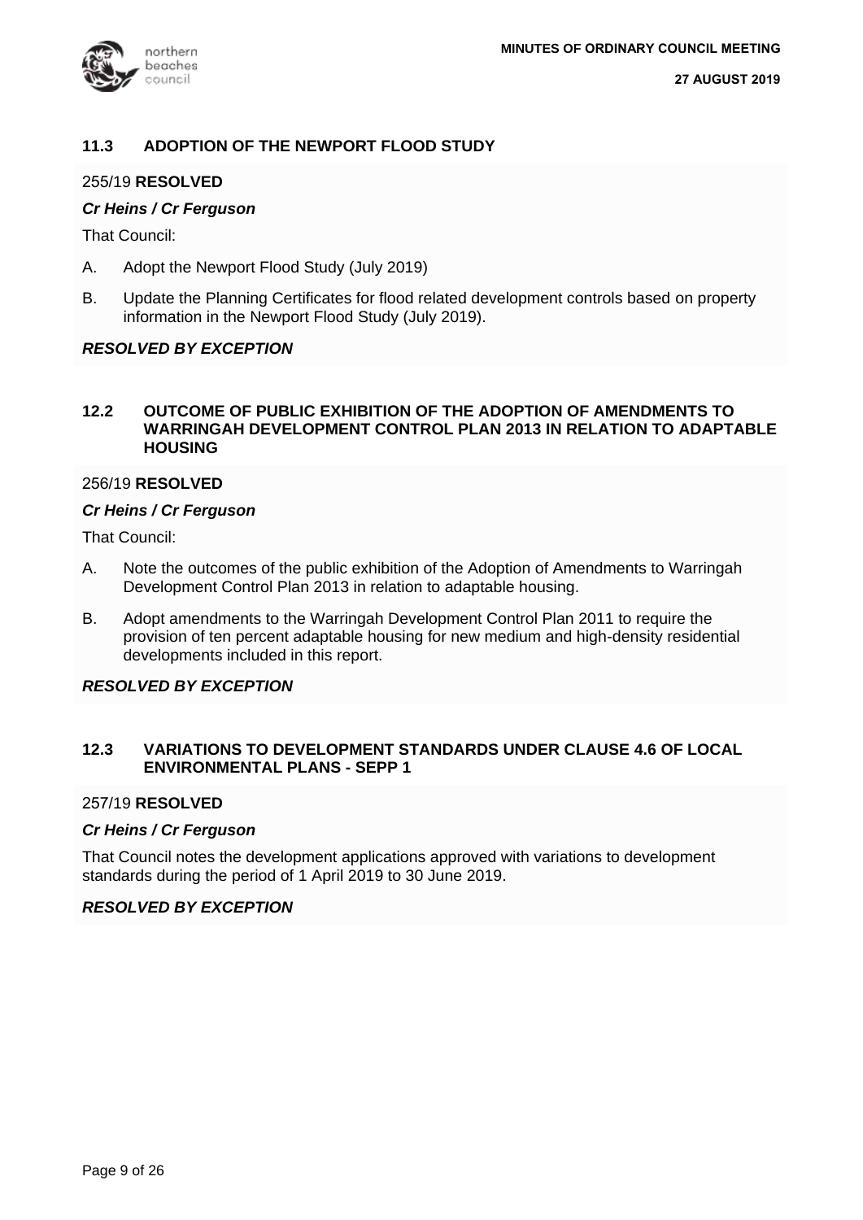## 11.3 ADOPTION OF THE NEWPORT FLOOD STUDY

255/19 **RESOLVED**

***Cr Heins / Cr Ferguson***

That Council:

A. Adopt the Newport Flood Study (July 2019)

B. Update the Planning Certificates for flood related development controls based on property information in the Newport Flood Study (July 2019).

***RESOLVED BY EXCEPTION***

## 12.2 OUTCOME OF PUBLIC EXHIBITION OF THE ADOPTION OF AMENDMENTS TO WARRINGAH DEVELOPMENT CONTROL PLAN 2013 IN RELATION TO ADAPTABLE HOUSING

256/19 **RESOLVED**

***Cr Heins / Cr Ferguson***

That Council:

A. Note the outcomes of the public exhibition of the Adoption of Amendments to Warringah Development Control Plan 2013 in relation to adaptable housing.

B. Adopt amendments to the Warringah Development Control Plan 2011 to require the provision of ten percent adaptable housing for new medium and high-density residential developments included in this report.

***RESOLVED BY EXCEPTION***

## 12.3 VARIATIONS TO DEVELOPMENT STANDARDS UNDER CLAUSE 4.6 OF LOCAL ENVIRONMENTAL PLANS - SEPP 1

257/19 **RESOLVED**

***Cr Heins / Cr Ferguson***

That Council notes the development applications approved with variations to development standards during the period of 1 April 2019 to 30 June 2019.

***RESOLVED BY EXCEPTION***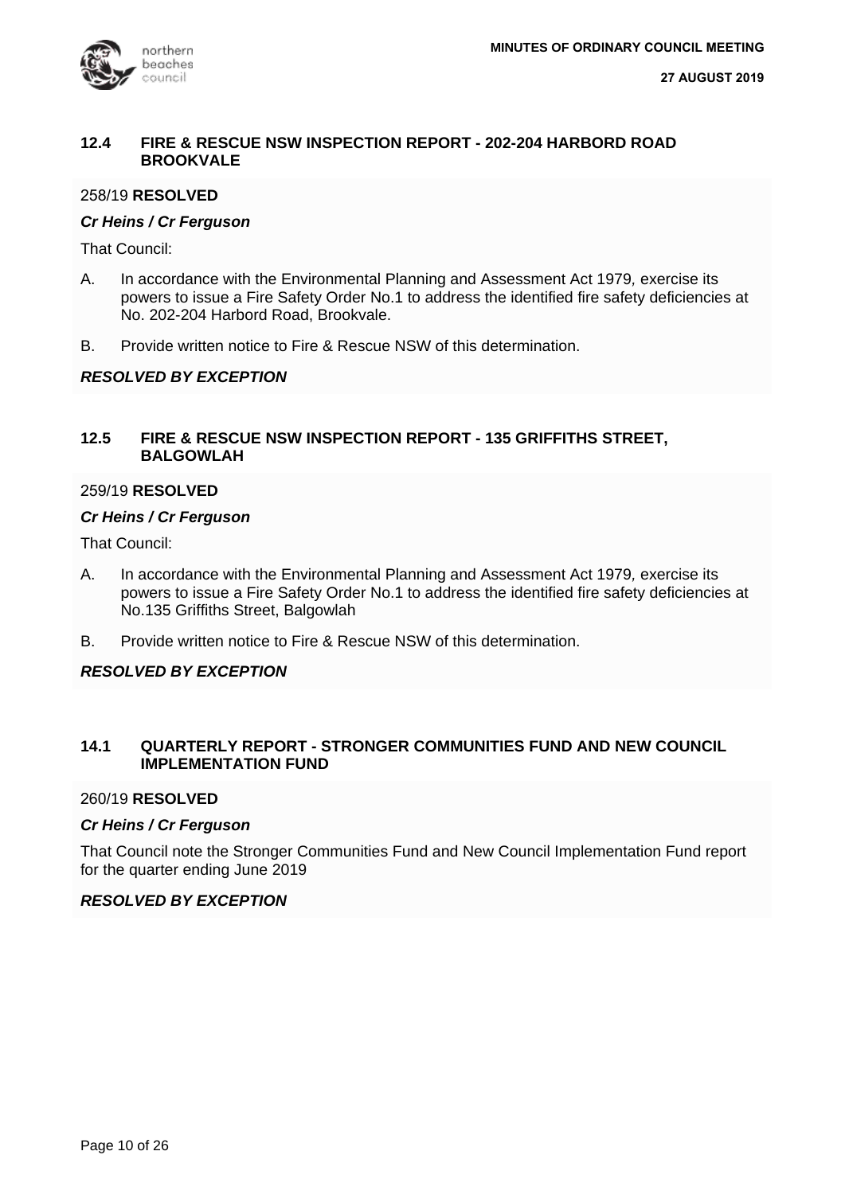## 12.4 FIRE & RESCUE NSW INSPECTION REPORT - 202-204 HARBORD ROAD BROOKVALE

258/19 **RESOLVED**

***Cr Heins / Cr Ferguson***

That Council:

A. In accordance with the Environmental Planning and Assessment Act 1979, exercise its powers to issue a Fire Safety Order No.1 to address the identified fire safety deficiencies at No. 202-204 Harbord Road, Brookvale.

B. Provide written notice to Fire & Rescue NSW of this determination.

***RESOLVED BY EXCEPTION***

## 12.5 FIRE & RESCUE NSW INSPECTION REPORT - 135 GRIFFITHS STREET, BALGOWLAH

259/19 **RESOLVED**

***Cr Heins / Cr Ferguson***

That Council:

A. In accordance with the Environmental Planning and Assessment Act 1979, exercise its powers to issue a Fire Safety Order No.1 to address the identified fire safety deficiencies at No.135 Griffiths Street, Balgowlah

B. Provide written notice to Fire & Rescue NSW of this determination.

***RESOLVED BY EXCEPTION***

## 14.1 QUARTERLY REPORT - STRONGER COMMUNITIES FUND AND NEW COUNCIL IMPLEMENTATION FUND

260/19 **RESOLVED**

***Cr Heins / Cr Ferguson***

That Council note the Stronger Communities Fund and New Council Implementation Fund report for the quarter ending June 2019

***RESOLVED BY EXCEPTION***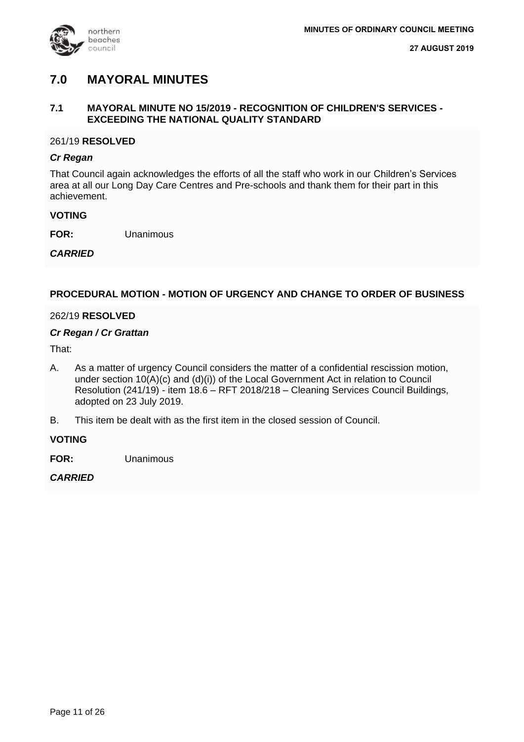# 7.0 MAYORAL MINUTES

### 7.1 MAYORAL MINUTE NO 15/2019 - RECOGNITION OF CHILDREN'S SERVICES - EXCEEDING THE NATIONAL QUALITY STANDARD

261/19 **RESOLVED**

***Cr Regan***

That Council again acknowledges the efforts of all the staff who work in our Children's Services area at all our Long Day Care Centres and Pre-schools and thank them for their part in this achievement.

**VOTING**

**FOR:** Unanimous

***CARRIED***

### PROCEDURAL MOTION - MOTION OF URGENCY AND CHANGE TO ORDER OF BUSINESS

262/19 **RESOLVED**

***Cr Regan / Cr Grattan***

That:

A. As a matter of urgency Council considers the matter of a confidential rescission motion, under section 10(A)(c) and (d)(i)) of the Local Government Act in relation to Council Resolution (241/19) - item 18.6 – RFT 2018/218 – Cleaning Services Council Buildings, adopted on 23 July 2019.

B. This item be dealt with as the first item in the closed session of Council.

**VOTING**

**FOR:** Unanimous

***CARRIED***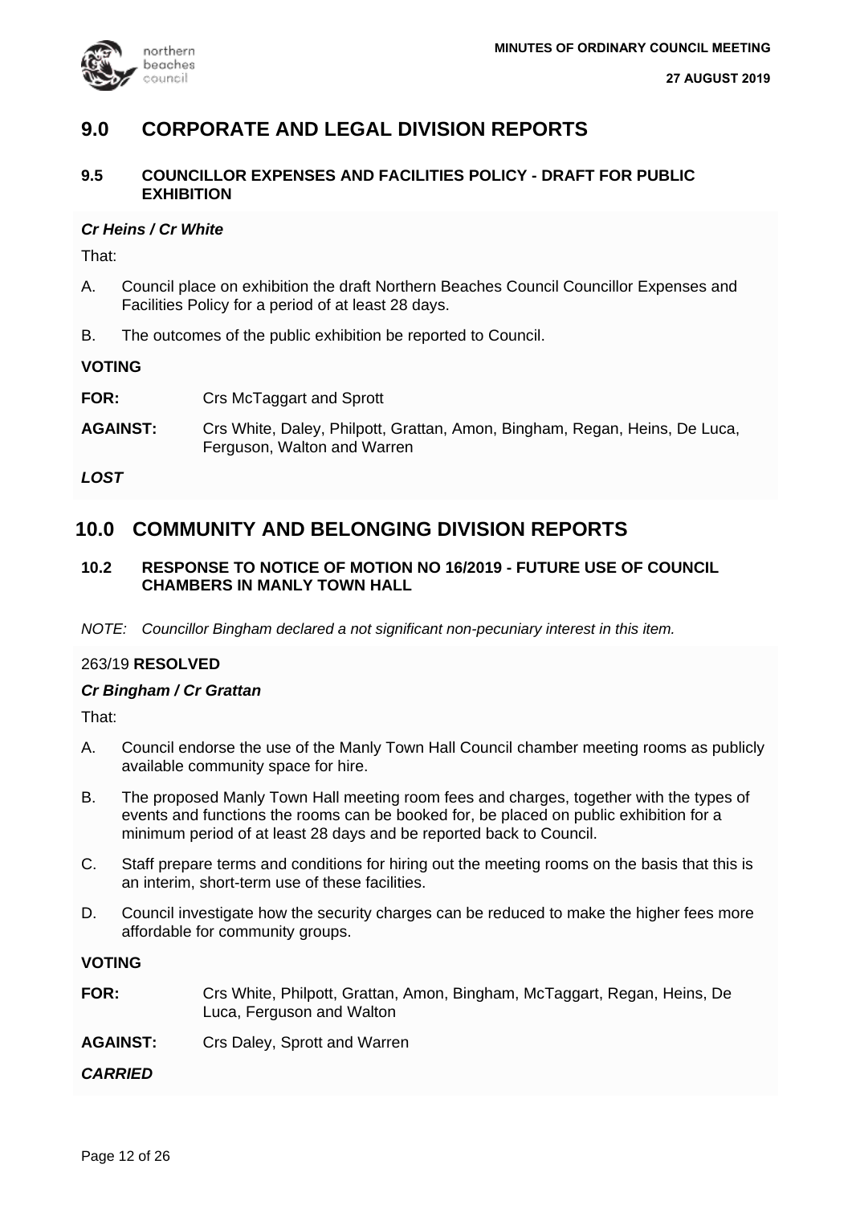## 9.0 CORPORATE AND LEGAL DIVISION REPORTS

### 9.5 COUNCILLOR EXPENSES AND FACILITIES POLICY - DRAFT FOR PUBLIC EXHIBITION

***Cr Heins / Cr White***

That:

A. Council place on exhibition the draft Northern Beaches Council Councillor Expenses and Facilities Policy for a period of at least 28 days.

B. The outcomes of the public exhibition be reported to Council.

**VOTING**

**FOR:** Crs McTaggart and Sprott

**AGAINST:** Crs White, Daley, Philpott, Grattan, Amon, Bingham, Regan, Heins, De Luca, Ferguson, Walton and Warren

***LOST***

## 10.0 COMMUNITY AND BELONGING DIVISION REPORTS

### 10.2 RESPONSE TO NOTICE OF MOTION NO 16/2019 - FUTURE USE OF COUNCIL CHAMBERS IN MANLY TOWN HALL

*NOTE: Councillor Bingham declared a not significant non-pecuniary interest in this item.*

263/19 **RESOLVED**

***Cr Bingham / Cr Grattan***

That:

A. Council endorse the use of the Manly Town Hall Council chamber meeting rooms as publicly available community space for hire.

B. The proposed Manly Town Hall meeting room fees and charges, together with the types of events and functions the rooms can be booked for, be placed on public exhibition for a minimum period of at least 28 days and be reported back to Council.

C. Staff prepare terms and conditions for hiring out the meeting rooms on the basis that this is an interim, short-term use of these facilities.

D. Council investigate how the security charges can be reduced to make the higher fees more affordable for community groups.

**VOTING**

**FOR:** Crs White, Philpott, Grattan, Amon, Bingham, McTaggart, Regan, Heins, De Luca, Ferguson and Walton

**AGAINST:** Crs Daley, Sprott and Warren

***CARRIED***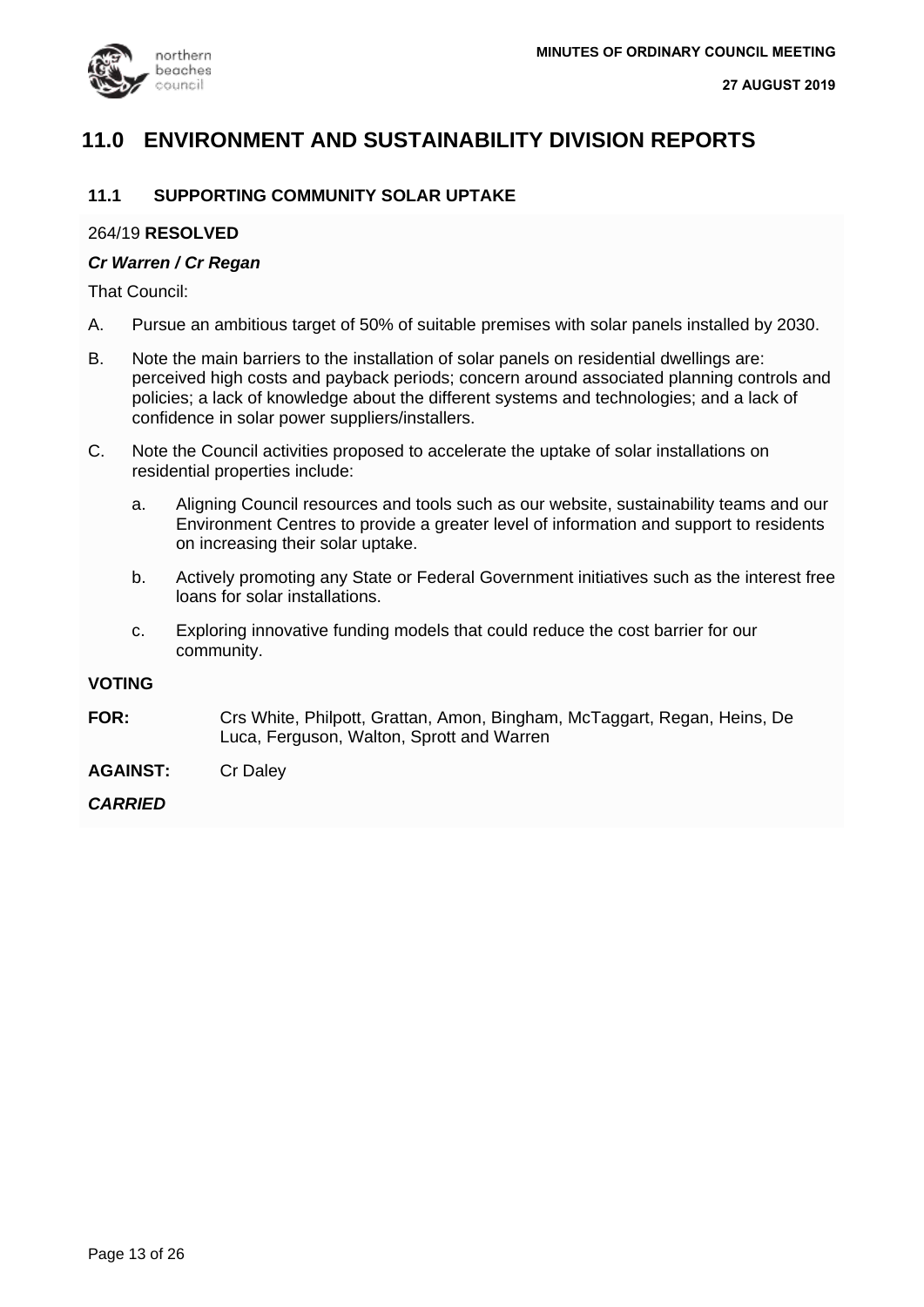# 11.0 ENVIRONMENT AND SUSTAINABILITY DIVISION REPORTS

## 11.1 SUPPORTING COMMUNITY SOLAR UPTAKE

264/19 **RESOLVED**

***Cr Warren / Cr Regan***

That Council:

A. Pursue an ambitious target of 50% of suitable premises with solar panels installed by 2030.

B. Note the main barriers to the installation of solar panels on residential dwellings are: perceived high costs and payback periods; concern around associated planning controls and policies; a lack of knowledge about the different systems and technologies; and a lack of confidence in solar power suppliers/installers.

C. Note the Council activities proposed to accelerate the uptake of solar installations on residential properties include:

   a. Aligning Council resources and tools such as our website, sustainability teams and our Environment Centres to provide a greater level of information and support to residents on increasing their solar uptake.

   b. Actively promoting any State or Federal Government initiatives such as the interest free loans for solar installations.

   c. Exploring innovative funding models that could reduce the cost barrier for our community.

**VOTING**

**FOR:** Crs White, Philpott, Grattan, Amon, Bingham, McTaggart, Regan, Heins, De Luca, Ferguson, Walton, Sprott and Warren

**AGAINST:** Cr Daley

***CARRIED***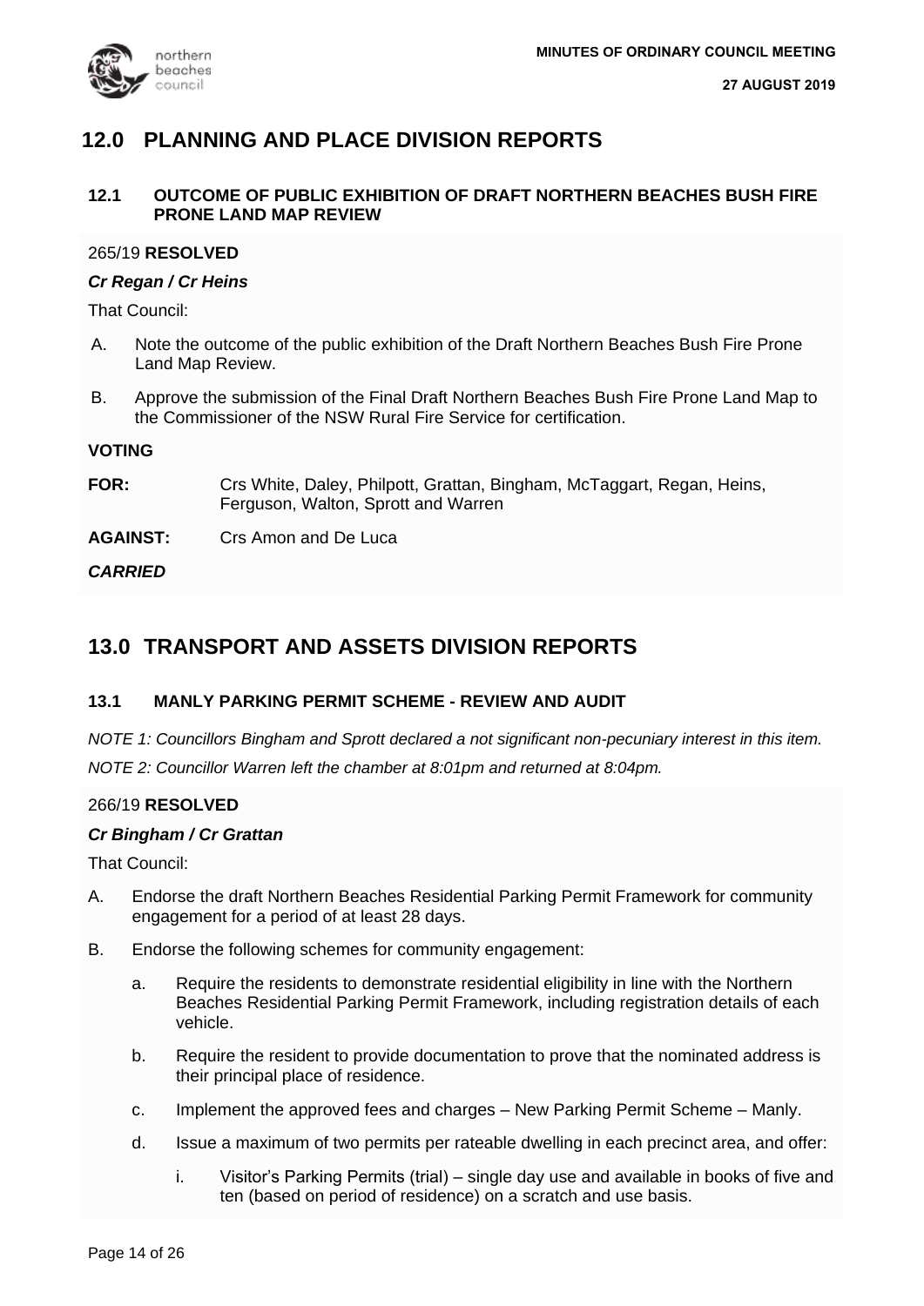## 12.0 PLANNING AND PLACE DIVISION REPORTS

### 12.1 OUTCOME OF PUBLIC EXHIBITION OF DRAFT NORTHERN BEACHES BUSH FIRE PRONE LAND MAP REVIEW

265/19 **RESOLVED**

***Cr Regan / Cr Heins***

That Council:

A. Note the outcome of the public exhibition of the Draft Northern Beaches Bush Fire Prone Land Map Review.

B. Approve the submission of the Final Draft Northern Beaches Bush Fire Prone Land Map to the Commissioner of the NSW Rural Fire Service for certification.

**VOTING**

**FOR:** Crs White, Daley, Philpott, Grattan, Bingham, McTaggart, Regan, Heins, Ferguson, Walton, Sprott and Warren

**AGAINST:** Crs Amon and De Luca

***CARRIED***

## 13.0 TRANSPORT AND ASSETS DIVISION REPORTS

### 13.1 MANLY PARKING PERMIT SCHEME - REVIEW AND AUDIT

*NOTE 1: Councillors Bingham and Sprott declared a not significant non-pecuniary interest in this item.*

*NOTE 2: Councillor Warren left the chamber at 8:01pm and returned at 8:04pm.*

266/19 **RESOLVED**

***Cr Bingham / Cr Grattan***

That Council:

A. Endorse the draft Northern Beaches Residential Parking Permit Framework for community engagement for a period of at least 28 days.

B. Endorse the following schemes for community engagement:

   a. Require the residents to demonstrate residential eligibility in line with the Northern Beaches Residential Parking Permit Framework, including registration details of each vehicle.

   b. Require the resident to provide documentation to prove that the nominated address is their principal place of residence.

   c. Implement the approved fees and charges – New Parking Permit Scheme – Manly.

   d. Issue a maximum of two permits per rateable dwelling in each precinct area, and offer:

      i. Visitor's Parking Permits (trial) – single day use and available in books of five and ten (based on period of residence) on a scratch and use basis.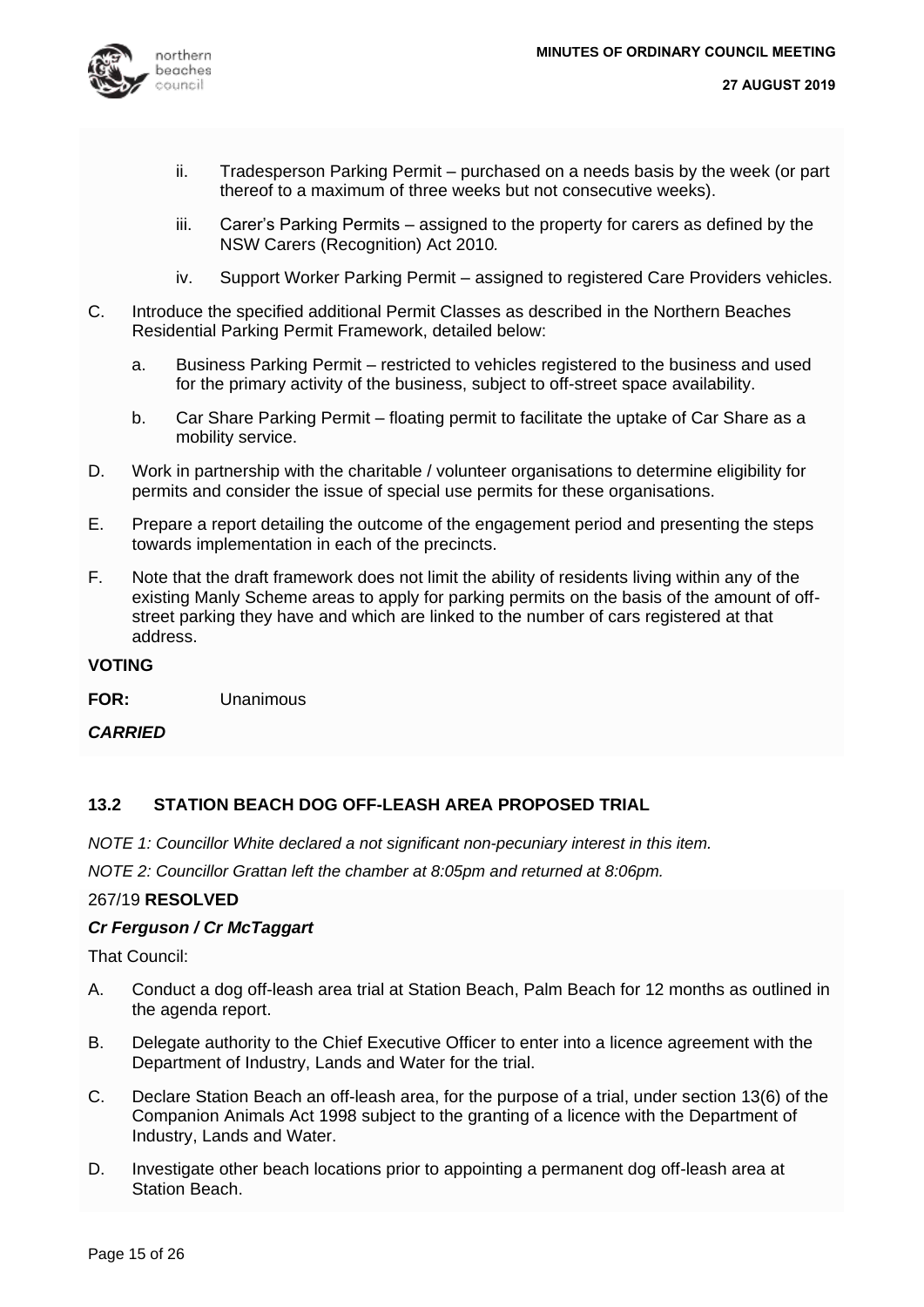ii. Tradesperson Parking Permit – purchased on a needs basis by the week (or part thereof to a maximum of three weeks but not consecutive weeks).

iii. Carer's Parking Permits – assigned to the property for carers as defined by the NSW Carers (Recognition) Act 2010*.*

iv. Support Worker Parking Permit – assigned to registered Care Providers vehicles.

C. Introduce the specified additional Permit Classes as described in the Northern Beaches Residential Parking Permit Framework, detailed below:

   a. Business Parking Permit – restricted to vehicles registered to the business and used for the primary activity of the business, subject to off-street space availability.

   b. Car Share Parking Permit – floating permit to facilitate the uptake of Car Share as a mobility service.

D. Work in partnership with the charitable / volunteer organisations to determine eligibility for permits and consider the issue of special use permits for these organisations.

E. Prepare a report detailing the outcome of the engagement period and presenting the steps towards implementation in each of the precincts.

F. Note that the draft framework does not limit the ability of residents living within any of the existing Manly Scheme areas to apply for parking permits on the basis of the amount of off-street parking they have and which are linked to the number of cars registered at that address.

**VOTING**

**FOR:** Unanimous

***CARRIED***

## 13.2 STATION BEACH DOG OFF-LEASH AREA PROPOSED TRIAL

*NOTE 1: Councillor White declared a not significant non-pecuniary interest in this item.*

*NOTE 2: Councillor Grattan left the chamber at 8:05pm and returned at 8:06pm.*

267/19 **RESOLVED**

***Cr Ferguson / Cr McTaggart***

That Council:

A. Conduct a dog off-leash area trial at Station Beach, Palm Beach for 12 months as outlined in the agenda report.

B. Delegate authority to the Chief Executive Officer to enter into a licence agreement with the Department of Industry, Lands and Water for the trial.

C. Declare Station Beach an off-leash area, for the purpose of a trial, under section 13(6) of the Companion Animals Act 1998 subject to the granting of a licence with the Department of Industry, Lands and Water.

D. Investigate other beach locations prior to appointing a permanent dog off-leash area at Station Beach.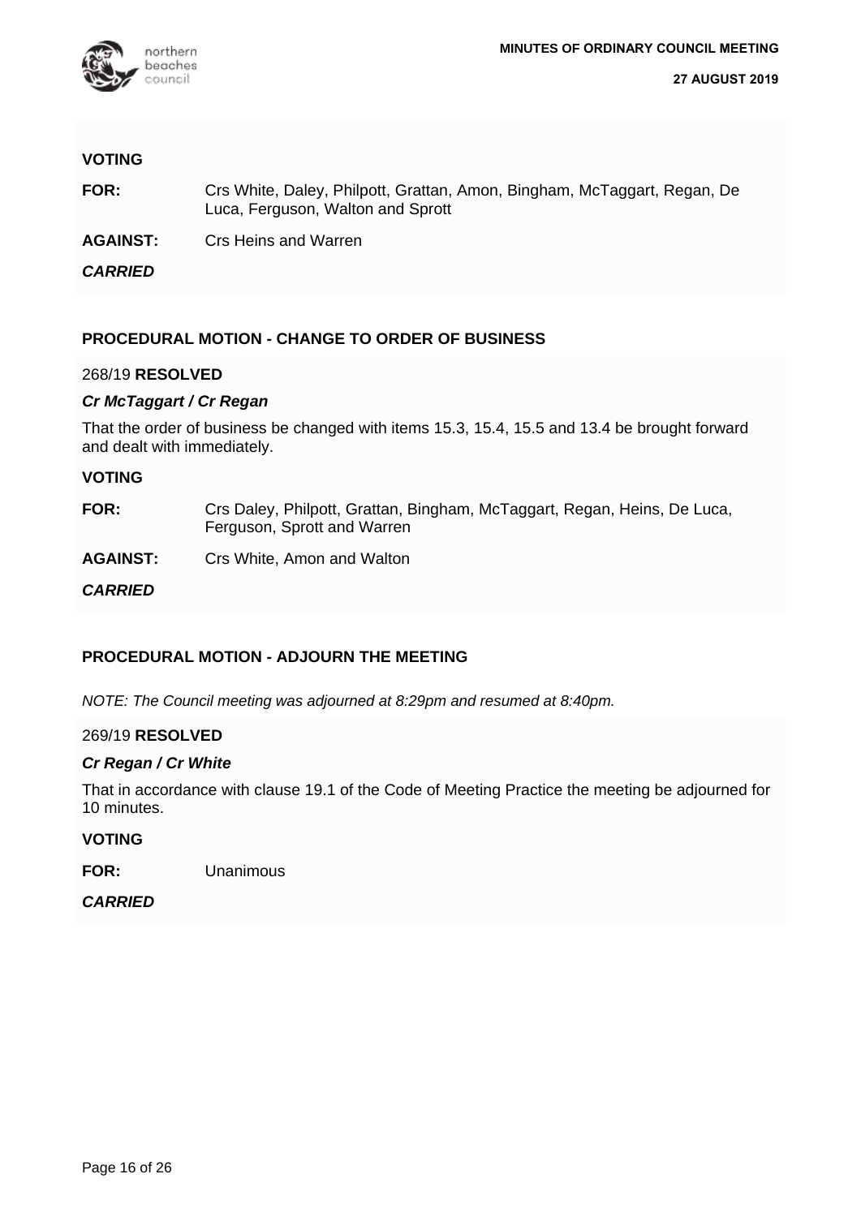**VOTING**

**FOR:** Crs White, Daley, Philpott, Grattan, Amon, Bingham, McTaggart, Regan, De Luca, Ferguson, Walton and Sprott

**AGAINST:** Crs Heins and Warren

***CARRIED***

## PROCEDURAL MOTION - CHANGE TO ORDER OF BUSINESS

268/19 **RESOLVED**

***Cr McTaggart / Cr Regan***

That the order of business be changed with items 15.3, 15.4, 15.5 and 13.4 be brought forward and dealt with immediately.

**VOTING**

**FOR:** Crs Daley, Philpott, Grattan, Bingham, McTaggart, Regan, Heins, De Luca, Ferguson, Sprott and Warren

**AGAINST:** Crs White, Amon and Walton

***CARRIED***

## PROCEDURAL MOTION - ADJOURN THE MEETING

*NOTE: The Council meeting was adjourned at 8:29pm and resumed at 8:40pm.*

269/19 **RESOLVED**

***Cr Regan / Cr White***

That in accordance with clause 19.1 of the Code of Meeting Practice the meeting be adjourned for 10 minutes.

**VOTING**

**FOR:** Unanimous

***CARRIED***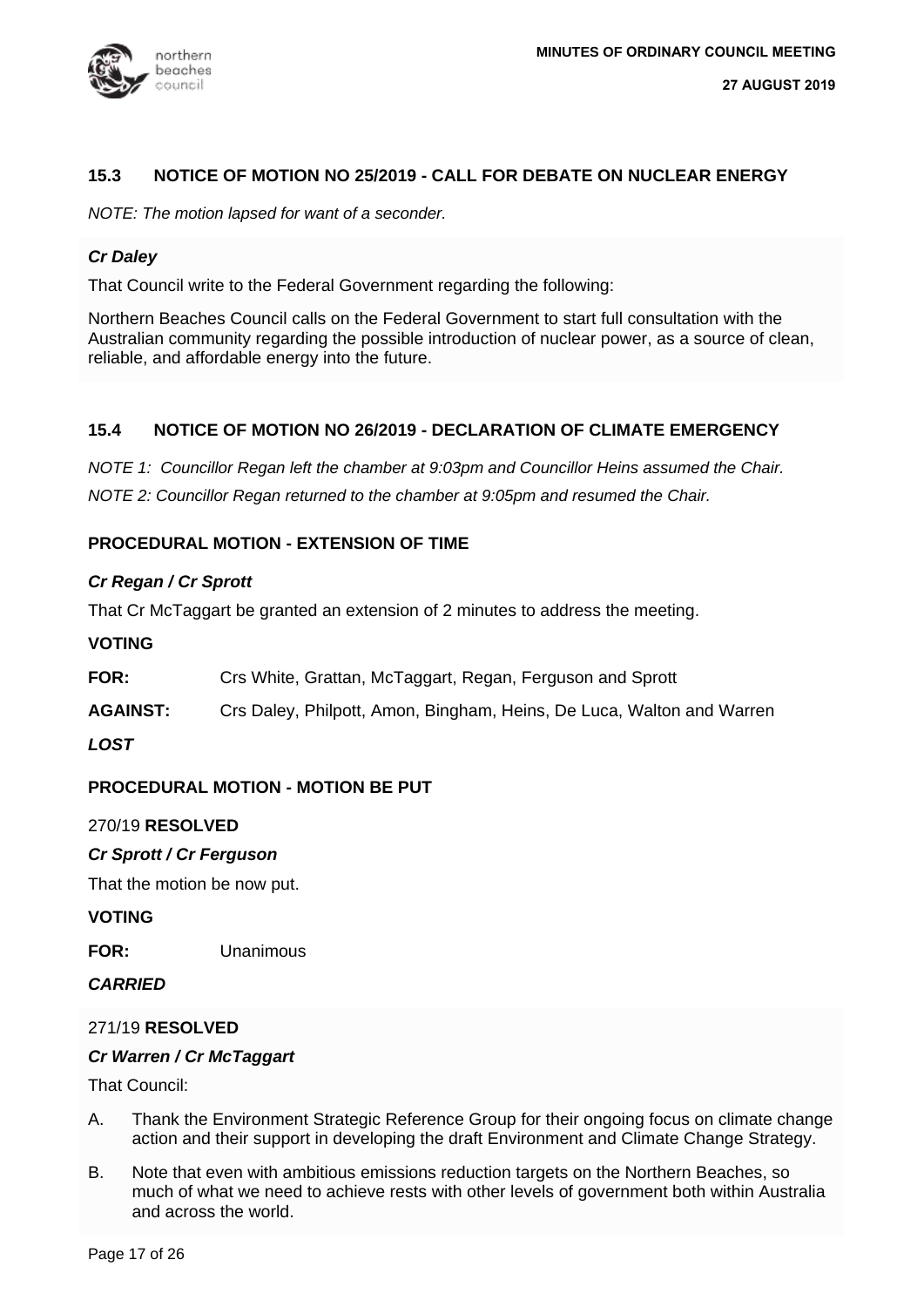### 15.3 NOTICE OF MOTION NO 25/2019 - CALL FOR DEBATE ON NUCLEAR ENERGY

*NOTE: The motion lapsed for want of a seconder.*

***Cr Daley***

That Council write to the Federal Government regarding the following:

Northern Beaches Council calls on the Federal Government to start full consultation with the Australian community regarding the possible introduction of nuclear power, as a source of clean, reliable, and affordable energy into the future.

### 15.4 NOTICE OF MOTION NO 26/2019 - DECLARATION OF CLIMATE EMERGENCY

*NOTE 1: Councillor Regan left the chamber at 9:03pm and Councillor Heins assumed the Chair.*

*NOTE 2: Councillor Regan returned to the chamber at 9:05pm and resumed the Chair.*

**PROCEDURAL MOTION - EXTENSION OF TIME**

***Cr Regan / Cr Sprott***

That Cr McTaggart be granted an extension of 2 minutes to address the meeting.

**VOTING**

**FOR:** Crs White, Grattan, McTaggart, Regan, Ferguson and Sprott

**AGAINST:** Crs Daley, Philpott, Amon, Bingham, Heins, De Luca, Walton and Warren

***LOST***

**PROCEDURAL MOTION - MOTION BE PUT**

270/19 **RESOLVED**

***Cr Sprott / Cr Ferguson***

That the motion be now put.

**VOTING**

**FOR:** Unanimous

***CARRIED***

271/19 **RESOLVED**

***Cr Warren / Cr McTaggart***

That Council:

A. Thank the Environment Strategic Reference Group for their ongoing focus on climate change action and their support in developing the draft Environment and Climate Change Strategy.

B. Note that even with ambitious emissions reduction targets on the Northern Beaches, so much of what we need to achieve rests with other levels of government both within Australia and across the world.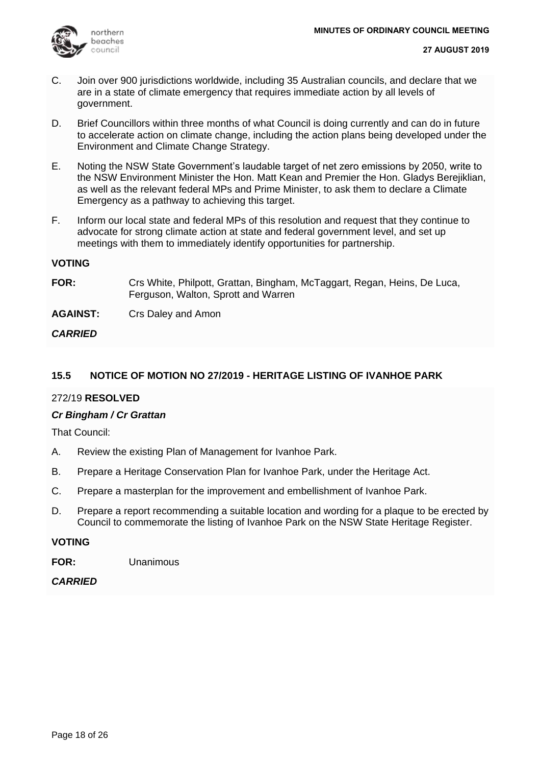C. Join over 900 jurisdictions worldwide, including 35 Australian councils, and declare that we are in a state of climate emergency that requires immediate action by all levels of government.

D. Brief Councillors within three months of what Council is doing currently and can do in future to accelerate action on climate change, including the action plans being developed under the Environment and Climate Change Strategy.

E. Noting the NSW State Government's laudable target of net zero emissions by 2050, write to the NSW Environment Minister the Hon. Matt Kean and Premier the Hon. Gladys Berejiklian, as well as the relevant federal MPs and Prime Minister, to ask them to declare a Climate Emergency as a pathway to achieving this target.

F. Inform our local state and federal MPs of this resolution and request that they continue to advocate for strong climate action at state and federal government level, and set up meetings with them to immediately identify opportunities for partnership.

**VOTING**

**FOR:** Crs White, Philpott, Grattan, Bingham, McTaggart, Regan, Heins, De Luca, Ferguson, Walton, Sprott and Warren

**AGAINST:** Crs Daley and Amon

***CARRIED***

## 15.5 NOTICE OF MOTION NO 27/2019 - HERITAGE LISTING OF IVANHOE PARK

272/19 **RESOLVED**

***Cr Bingham / Cr Grattan***

That Council:

A. Review the existing Plan of Management for Ivanhoe Park.

B. Prepare a Heritage Conservation Plan for Ivanhoe Park, under the Heritage Act.

C. Prepare a masterplan for the improvement and embellishment of Ivanhoe Park.

D. Prepare a report recommending a suitable location and wording for a plaque to be erected by Council to commemorate the listing of Ivanhoe Park on the NSW State Heritage Register.

**VOTING**

**FOR:** Unanimous

***CARRIED***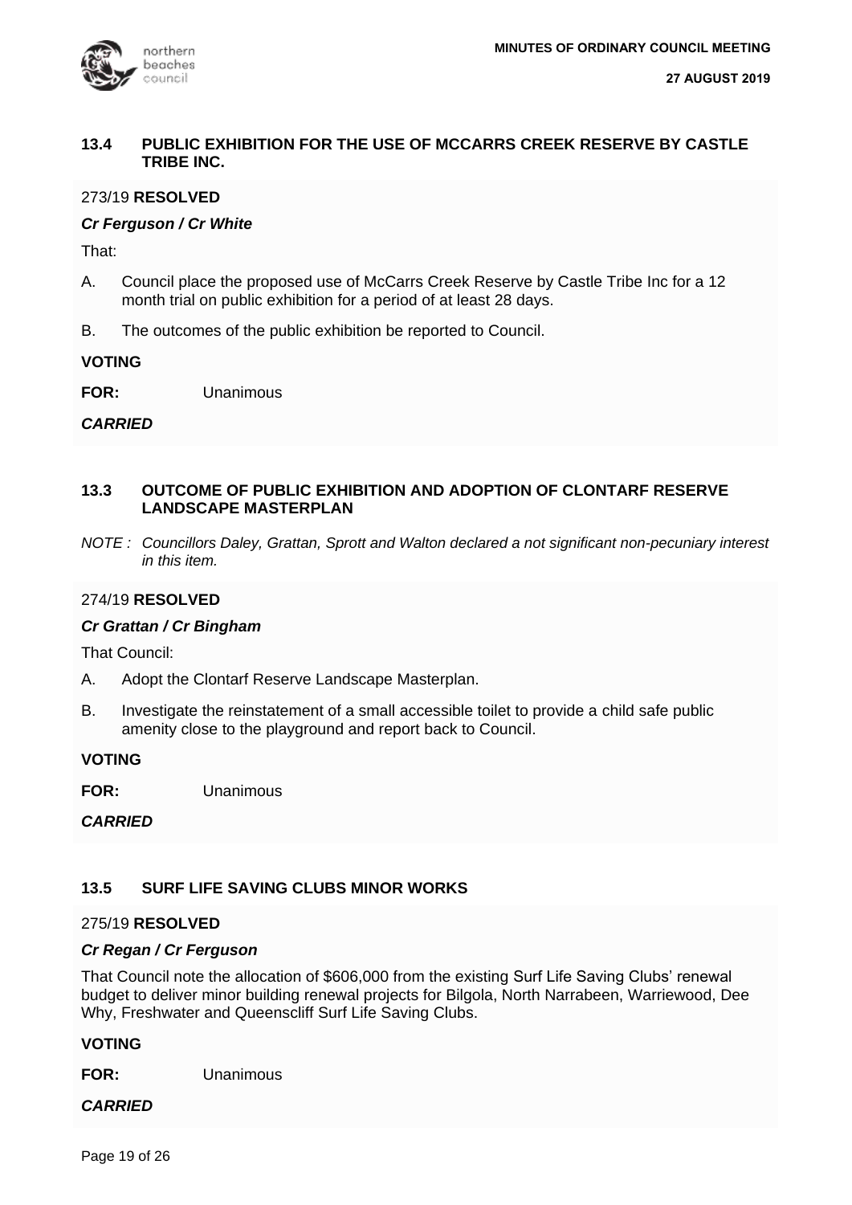### 13.4 PUBLIC EXHIBITION FOR THE USE OF MCCARRS CREEK RESERVE BY CASTLE TRIBE INC.

273/19 **RESOLVED**

***Cr Ferguson / Cr White***

That:

A. Council place the proposed use of McCarrs Creek Reserve by Castle Tribe Inc for a 12 month trial on public exhibition for a period of at least 28 days.

B. The outcomes of the public exhibition be reported to Council.

**VOTING**

**FOR:** Unanimous

***CARRIED***

### 13.3 OUTCOME OF PUBLIC EXHIBITION AND ADOPTION OF CLONTARF RESERVE LANDSCAPE MASTERPLAN

*NOTE : Councillors Daley, Grattan, Sprott and Walton declared a not significant non-pecuniary interest in this item.*

274/19 **RESOLVED**

***Cr Grattan / Cr Bingham***

That Council:

A. Adopt the Clontarf Reserve Landscape Masterplan.

B. Investigate the reinstatement of a small accessible toilet to provide a child safe public amenity close to the playground and report back to Council.

**VOTING**

**FOR:** Unanimous

***CARRIED***

### 13.5 SURF LIFE SAVING CLUBS MINOR WORKS

275/19 **RESOLVED**

***Cr Regan / Cr Ferguson***

That Council note the allocation of $606,000 from the existing Surf Life Saving Clubs' renewal budget to deliver minor building renewal projects for Bilgola, North Narrabeen, Warriewood, Dee Why, Freshwater and Queenscliff Surf Life Saving Clubs.

**VOTING**

**FOR:** Unanimous

***CARRIED***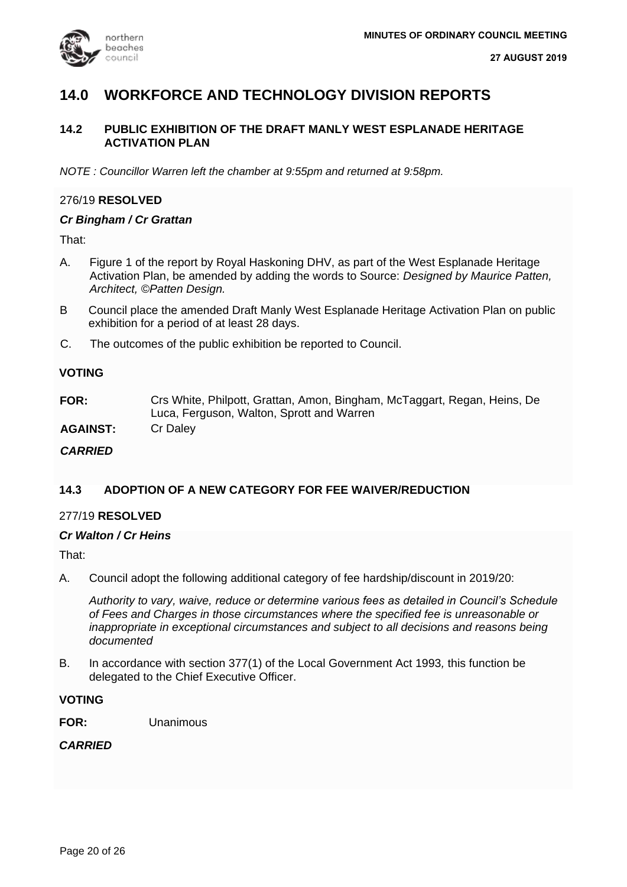# 14.0 WORKFORCE AND TECHNOLOGY DIVISION REPORTS

## 14.2 PUBLIC EXHIBITION OF THE DRAFT MANLY WEST ESPLANADE HERITAGE ACTIVATION PLAN

*NOTE : Councillor Warren left the chamber at 9:55pm and returned at 9:58pm.*

276/19 **RESOLVED**

***Cr Bingham / Cr Grattan***

That:

A. Figure 1 of the report by Royal Haskoning DHV, as part of the West Esplanade Heritage Activation Plan, be amended by adding the words to Source: *Designed by Maurice Patten, Architect, ©Patten Design.*

B Council place the amended Draft Manly West Esplanade Heritage Activation Plan on public exhibition for a period of at least 28 days.

C. The outcomes of the public exhibition be reported to Council.

**VOTING**

**FOR:** Crs White, Philpott, Grattan, Amon, Bingham, McTaggart, Regan, Heins, De Luca, Ferguson, Walton, Sprott and Warren

**AGAINST:** Cr Daley

***CARRIED***

## 14.3 ADOPTION OF A NEW CATEGORY FOR FEE WAIVER/REDUCTION

277/19 **RESOLVED**

***Cr Walton / Cr Heins***

That:

A. Council adopt the following additional category of fee hardship/discount in 2019/20:

*Authority to vary, waive, reduce or determine various fees as detailed in Council's Schedule of Fees and Charges in those circumstances where the specified fee is unreasonable or inappropriate in exceptional circumstances and subject to all decisions and reasons being documented*

B. In accordance with section 377(1) of the Local Government Act 1993*,* this function be delegated to the Chief Executive Officer.

**VOTING**

**FOR:** Unanimous

***CARRIED***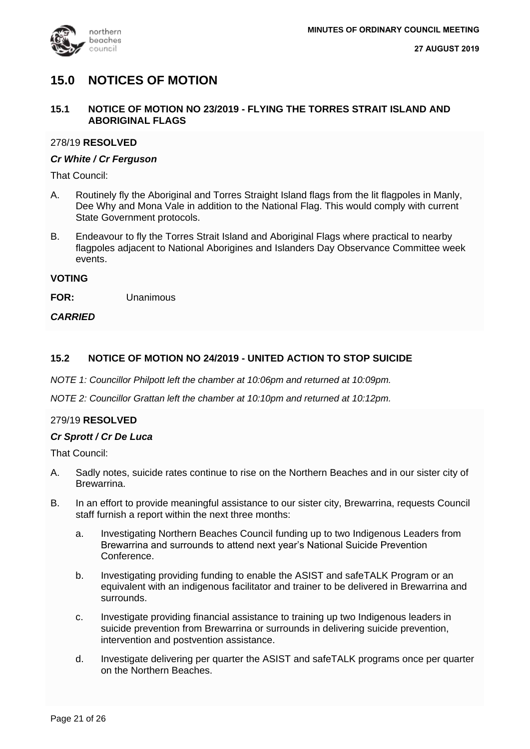# 15.0 NOTICES OF MOTION

## 15.1 NOTICE OF MOTION NO 23/2019 - FLYING THE TORRES STRAIT ISLAND AND ABORIGINAL FLAGS

278/19 **RESOLVED**

***Cr White / Cr Ferguson***

That Council:

A. Routinely fly the Aboriginal and Torres Straight Island flags from the lit flagpoles in Manly, Dee Why and Mona Vale in addition to the National Flag. This would comply with current State Government protocols.

B. Endeavour to fly the Torres Strait Island and Aboriginal Flags where practical to nearby flagpoles adjacent to National Aborigines and Islanders Day Observance Committee week events.

**VOTING**

**FOR:** Unanimous

***CARRIED***

## 15.2 NOTICE OF MOTION NO 24/2019 - UNITED ACTION TO STOP SUICIDE

*NOTE 1: Councillor Philpott left the chamber at 10:06pm and returned at 10:09pm.*

*NOTE 2: Councillor Grattan left the chamber at 10:10pm and returned at 10:12pm.*

279/19 **RESOLVED**

***Cr Sprott / Cr De Luca***

That Council:

A. Sadly notes, suicide rates continue to rise on the Northern Beaches and in our sister city of Brewarrina.

B. In an effort to provide meaningful assistance to our sister city, Brewarrina, requests Council staff furnish a report within the next three months:

   a. Investigating Northern Beaches Council funding up to two Indigenous Leaders from Brewarrina and surrounds to attend next year's National Suicide Prevention Conference.

   b. Investigating providing funding to enable the ASIST and safeTALK Program or an equivalent with an indigenous facilitator and trainer to be delivered in Brewarrina and surrounds.

   c. Investigate providing financial assistance to training up two Indigenous leaders in suicide prevention from Brewarrina or surrounds in delivering suicide prevention, intervention and postvention assistance.

   d. Investigate delivering per quarter the ASIST and safeTALK programs once per quarter on the Northern Beaches.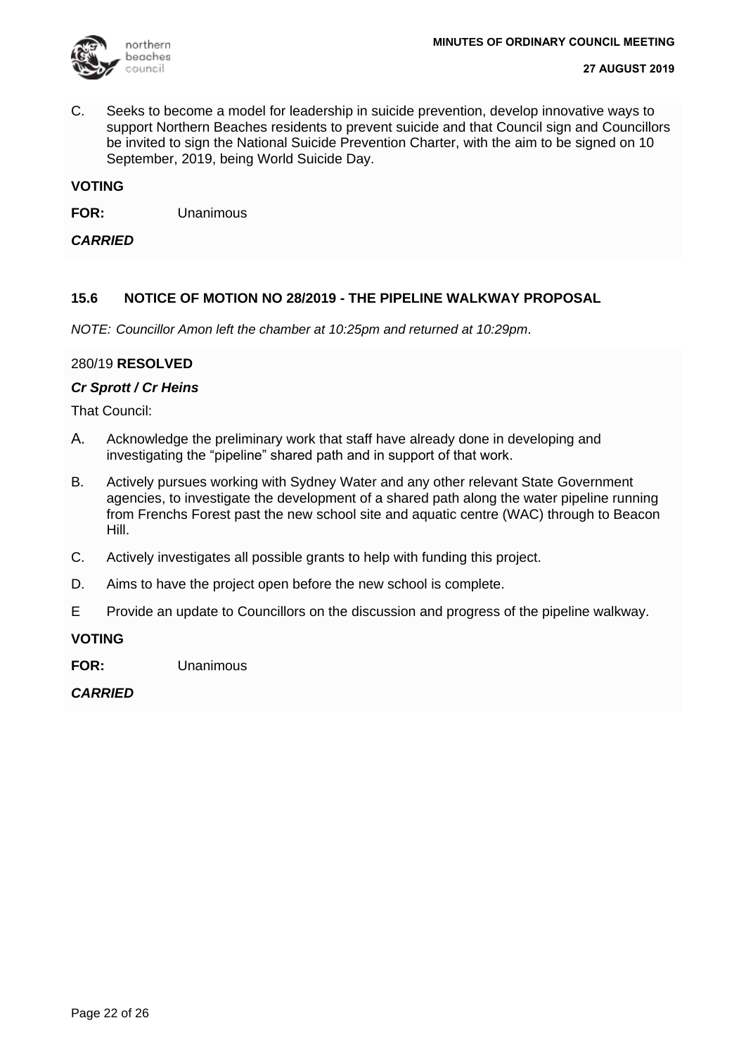C. Seeks to become a model for leadership in suicide prevention, develop innovative ways to support Northern Beaches residents to prevent suicide and that Council sign and Councillors be invited to sign the National Suicide Prevention Charter, with the aim to be signed on 10 September, 2019, being World Suicide Day.

**VOTING**

**FOR:** Unanimous

***CARRIED***

### 15.6 NOTICE OF MOTION NO 28/2019 - THE PIPELINE WALKWAY PROPOSAL

*NOTE: Councillor Amon left the chamber at 10:25pm and returned at 10:29pm*.

280/19 **RESOLVED**

***Cr Sprott / Cr Heins***

That Council:

A. Acknowledge the preliminary work that staff have already done in developing and investigating the "pipeline" shared path and in support of that work.

B. Actively pursues working with Sydney Water and any other relevant State Government agencies, to investigate the development of a shared path along the water pipeline running from Frenchs Forest past the new school site and aquatic centre (WAC) through to Beacon Hill.

C. Actively investigates all possible grants to help with funding this project.

D. Aims to have the project open before the new school is complete.

E Provide an update to Councillors on the discussion and progress of the pipeline walkway.

**VOTING**

**FOR:** Unanimous

***CARRIED***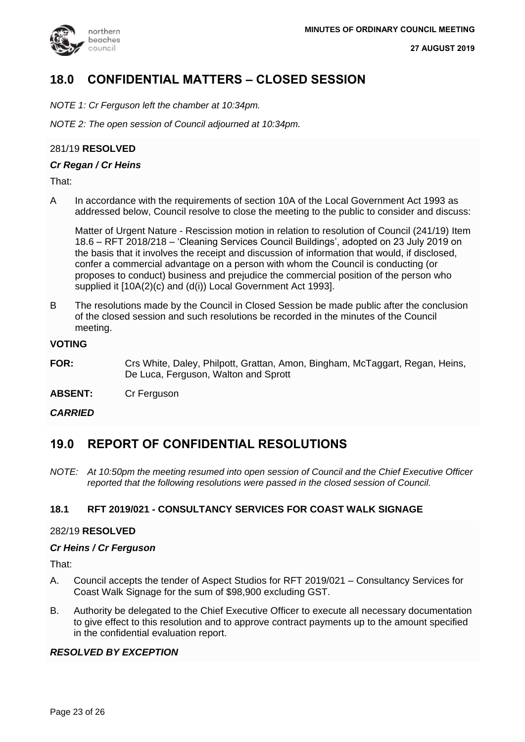## 18.0 CONFIDENTIAL MATTERS – CLOSED SESSION

*NOTE 1: Cr Ferguson left the chamber at 10:34pm.*

*NOTE 2: The open session of Council adjourned at 10:34pm.*

281/19 **RESOLVED**

***Cr Regan / Cr Heins***

That:

A In accordance with the requirements of section 10A of the Local Government Act 1993 as addressed below, Council resolve to close the meeting to the public to consider and discuss:

Matter of Urgent Nature - Rescission motion in relation to resolution of Council (241/19) Item 18.6 – RFT 2018/218 – 'Cleaning Services Council Buildings', adopted on 23 July 2019 on the basis that it involves the receipt and discussion of information that would, if disclosed, confer a commercial advantage on a person with whom the Council is conducting (or proposes to conduct) business and prejudice the commercial position of the person who supplied it [10A(2)(c) and (d(i)) Local Government Act 1993].

B The resolutions made by the Council in Closed Session be made public after the conclusion of the closed session and such resolutions be recorded in the minutes of the Council meeting.

**VOTING**

**FOR:** Crs White, Daley, Philpott, Grattan, Amon, Bingham, McTaggart, Regan, Heins, De Luca, Ferguson, Walton and Sprott

**ABSENT:** Cr Ferguson

***CARRIED***

## 19.0 REPORT OF CONFIDENTIAL RESOLUTIONS

*NOTE: At 10:50pm the meeting resumed into open session of Council and the Chief Executive Officer reported that the following resolutions were passed in the closed session of Council.*

### 18.1 RFT 2019/021 - CONSULTANCY SERVICES FOR COAST WALK SIGNAGE

282/19 **RESOLVED**

***Cr Heins / Cr Ferguson***

That:

A. Council accepts the tender of Aspect Studios for RFT 2019/021 – Consultancy Services for Coast Walk Signage for the sum of $98,900 excluding GST.

B. Authority be delegated to the Chief Executive Officer to execute all necessary documentation to give effect to this resolution and to approve contract payments up to the amount specified in the confidential evaluation report.

***RESOLVED BY EXCEPTION***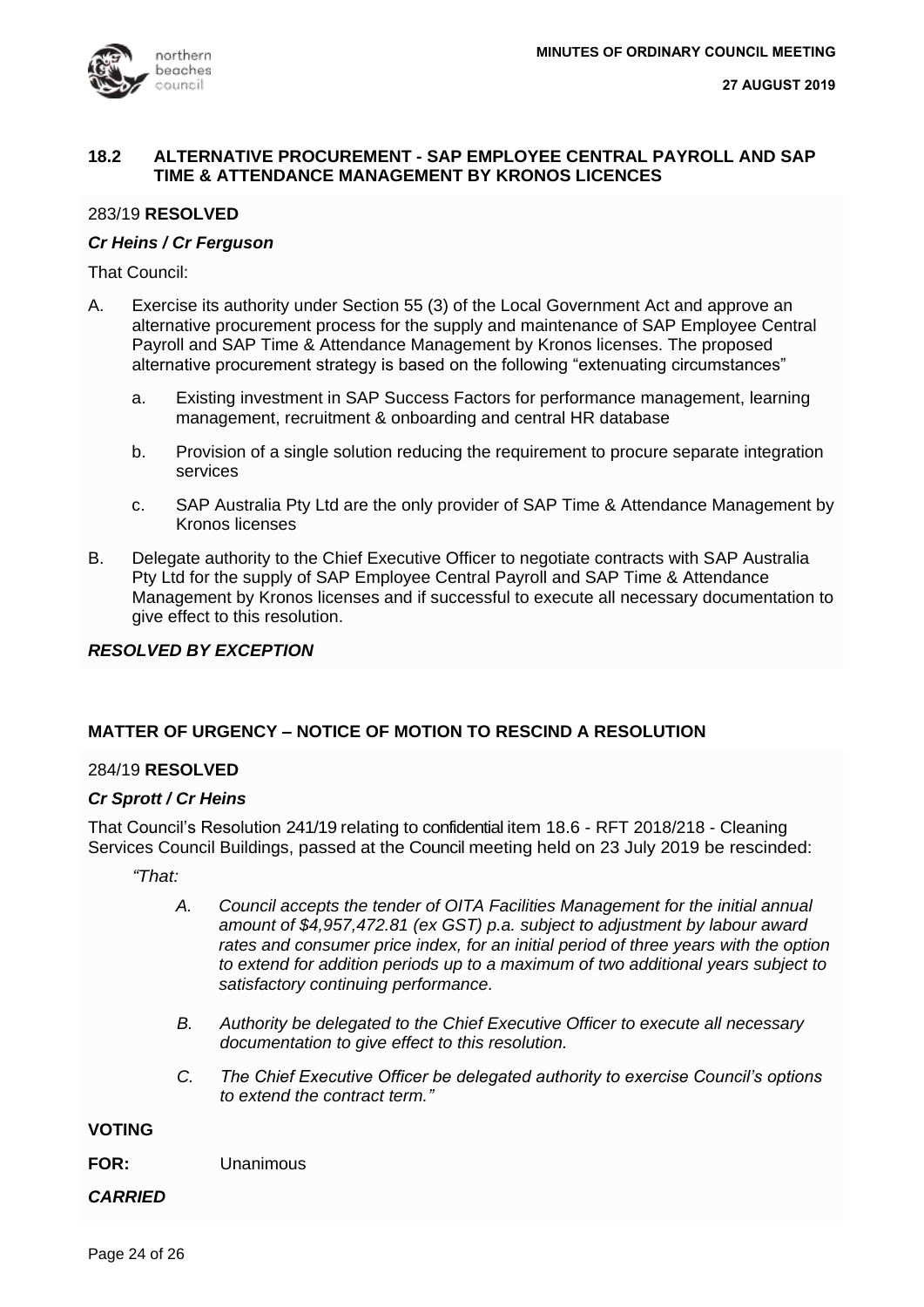### 18.2 ALTERNATIVE PROCUREMENT - SAP EMPLOYEE CENTRAL PAYROLL AND SAP TIME & ATTENDANCE MANAGEMENT BY KRONOS LICENCES

283/19 **RESOLVED**

***Cr Heins / Cr Ferguson***

That Council:

A. Exercise its authority under Section 55 (3) of the Local Government Act and approve an alternative procurement process for the supply and maintenance of SAP Employee Central Payroll and SAP Time & Attendance Management by Kronos licenses. The proposed alternative procurement strategy is based on the following "extenuating circumstances"

   a. Existing investment in SAP Success Factors for performance management, learning management, recruitment & onboarding and central HR database

   b. Provision of a single solution reducing the requirement to procure separate integration services

   c. SAP Australia Pty Ltd are the only provider of SAP Time & Attendance Management by Kronos licenses

B. Delegate authority to the Chief Executive Officer to negotiate contracts with SAP Australia Pty Ltd for the supply of SAP Employee Central Payroll and SAP Time & Attendance Management by Kronos licenses and if successful to execute all necessary documentation to give effect to this resolution.

***RESOLVED BY EXCEPTION***

### MATTER OF URGENCY – NOTICE OF MOTION TO RESCIND A RESOLUTION

284/19 **RESOLVED**

***Cr Sprott / Cr Heins***

That Council's Resolution 241/19 relating to confidential item 18.6 - RFT 2018/218 - Cleaning Services Council Buildings, passed at the Council meeting held on 23 July 2019 be rescinded:

*"That:*

*A. Council accepts the tender of OITA Facilities Management for the initial annual amount of $4,957,472.81 (ex GST) p.a. subject to adjustment by labour award rates and consumer price index, for an initial period of three years with the option to extend for addition periods up to a maximum of two additional years subject to satisfactory continuing performance.*

*B. Authority be delegated to the Chief Executive Officer to execute all necessary documentation to give effect to this resolution.*

*C. The Chief Executive Officer be delegated authority to exercise Council's options to extend the contract term."*

**VOTING**

**FOR:** Unanimous

***CARRIED***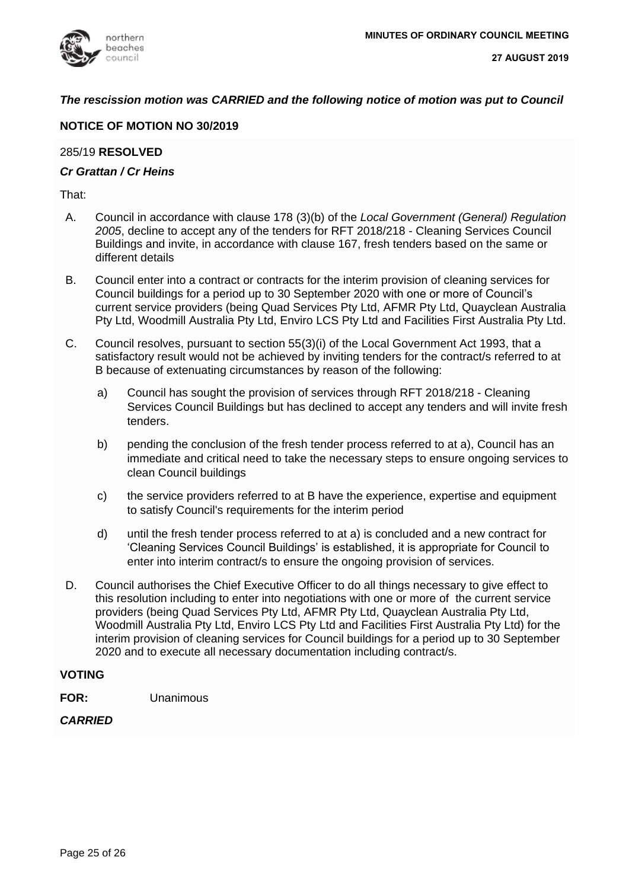***The rescission motion was CARRIED and the following notice of motion was put to Council***

**NOTICE OF MOTION NO 30/2019**

285/19 **RESOLVED**

***Cr Grattan / Cr Heins***

That:

A. Council in accordance with clause 178 (3)(b) of the *Local Government (General) Regulation 2005*, decline to accept any of the tenders for RFT 2018/218 - Cleaning Services Council Buildings and invite, in accordance with clause 167, fresh tenders based on the same or different details

B. Council enter into a contract or contracts for the interim provision of cleaning services for Council buildings for a period up to 30 September 2020 with one or more of Council's current service providers (being Quad Services Pty Ltd, AFMR Pty Ltd, Quayclean Australia Pty Ltd, Woodmill Australia Pty Ltd, Enviro LCS Pty Ltd and Facilities First Australia Pty Ltd.

C. Council resolves, pursuant to section 55(3)(i) of the Local Government Act 1993, that a satisfactory result would not be achieved by inviting tenders for the contract/s referred to at B because of extenuating circumstances by reason of the following:

   a) Council has sought the provision of services through RFT 2018/218 - Cleaning Services Council Buildings but has declined to accept any tenders and will invite fresh tenders.

   b) pending the conclusion of the fresh tender process referred to at a), Council has an immediate and critical need to take the necessary steps to ensure ongoing services to clean Council buildings

   c) the service providers referred to at B have the experience, expertise and equipment to satisfy Council's requirements for the interim period

   d) until the fresh tender process referred to at a) is concluded and a new contract for 'Cleaning Services Council Buildings' is established, it is appropriate for Council to enter into interim contract/s to ensure the ongoing provision of services.

D. Council authorises the Chief Executive Officer to do all things necessary to give effect to this resolution including to enter into negotiations with one or more of the current service providers (being Quad Services Pty Ltd, AFMR Pty Ltd, Quayclean Australia Pty Ltd, Woodmill Australia Pty Ltd, Enviro LCS Pty Ltd and Facilities First Australia Pty Ltd) for the interim provision of cleaning services for Council buildings for a period up to 30 September 2020 and to execute all necessary documentation including contract/s.

**VOTING**

**FOR:** Unanimous

***CARRIED***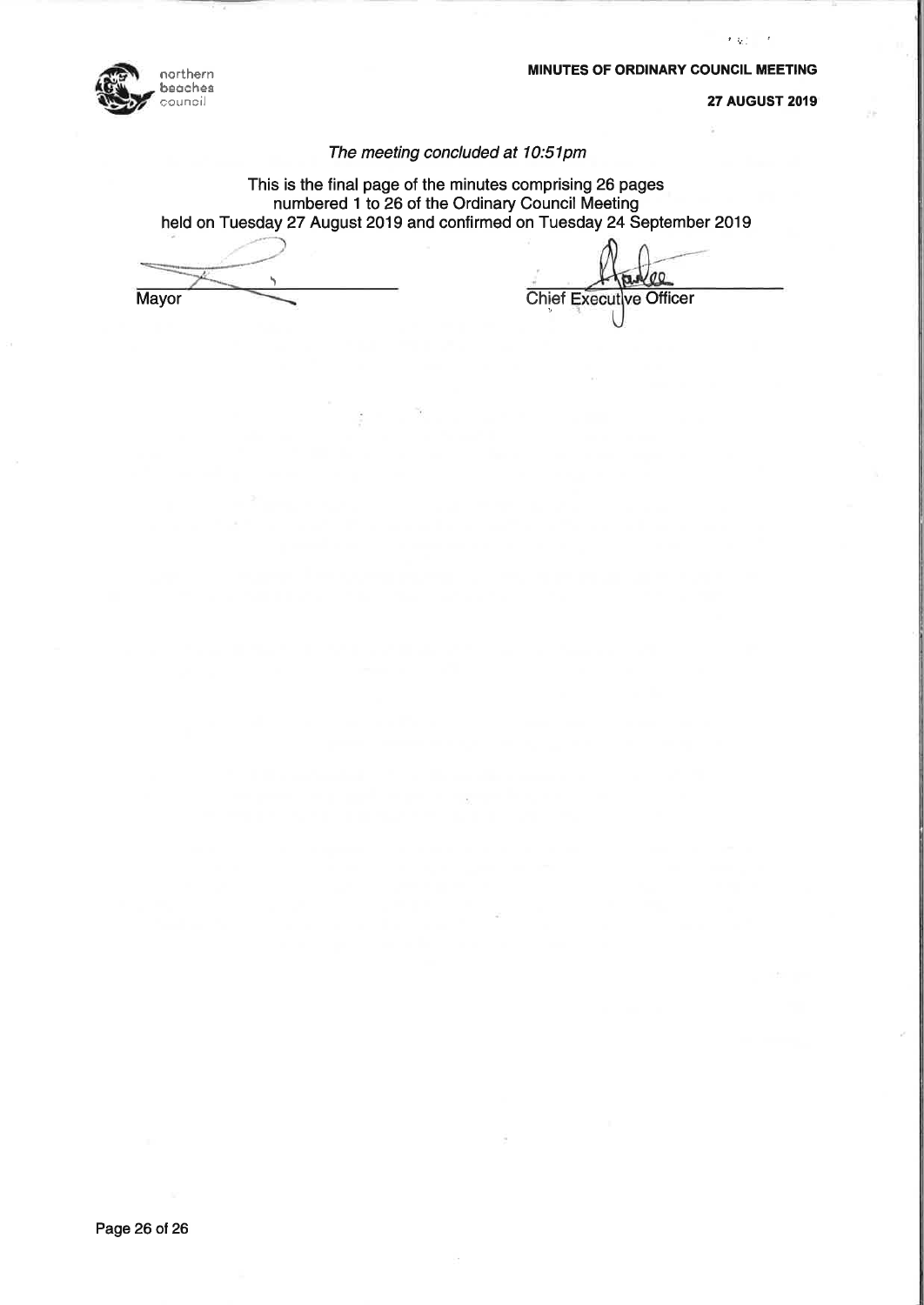*The meeting concluded at 10:51pm*

This is the final page of the minutes comprising 26 pages numbered 1 to 26 of the Ordinary Council Meeting held on Tuesday 27 August 2019 and confirmed on Tuesday 24 September 2019

Mayor

Chief Executive Officer